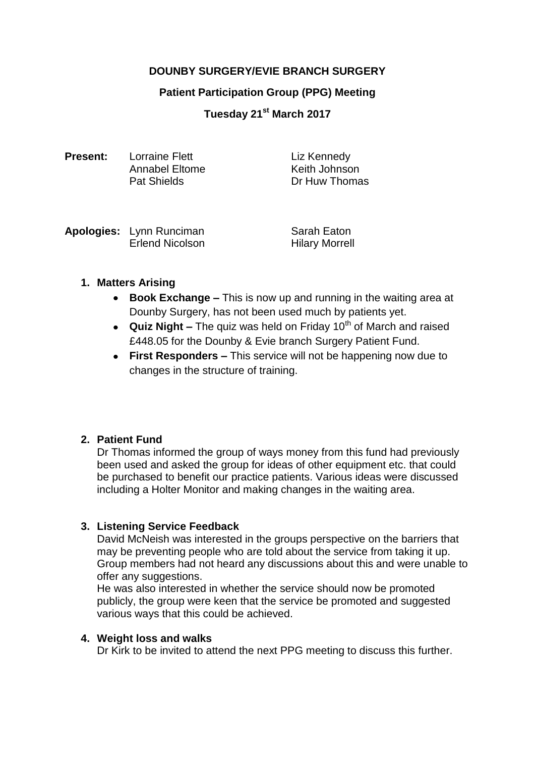**DOUNBY SURGERY/EVIE BRANCH SURGERY**

**Patient Participation Group (PPG) Meeting**

**Tuesday 21st March 2017**

**Present:** Lorraine Flett, Annabel Eltome, Pat Shields, Liz Kennedy, Keith Johnson, Dr Huw Thomas

**Apologies:** Lynn Runciman, Erlend Nicolson, Sarah Eaton, Hilary Morrell

1. **Matters Arising**
   - **Book Exchange –** This is now up and running in the waiting area at Dounby Surgery, has not been used much by patients yet.
   - **Quiz Night –** The quiz was held on Friday 10th of March and raised £448.05 for the Dounby & Evie branch Surgery Patient Fund.
   - **First Responders –** This service will not be happening now due to changes in the structure of training.

2. **Patient Fund**
   Dr Thomas informed the group of ways money from this fund had previously been used and asked the group for ideas of other equipment etc. that could be purchased to benefit our practice patients. Various ideas were discussed including a Holter Monitor and making changes in the waiting area.

3. **Listening Service Feedback**
   David McNeish was interested in the groups perspective on the barriers that may be preventing people who are told about the service from taking it up. Group members had not heard any discussions about this and were unable to offer any suggestions.
   He was also interested in whether the service should now be promoted publicly, the group were keen that the service be promoted and suggested various ways that this could be achieved.

4. **Weight loss and walks**
   Dr Kirk to be invited to attend the next PPG meeting to discuss this further.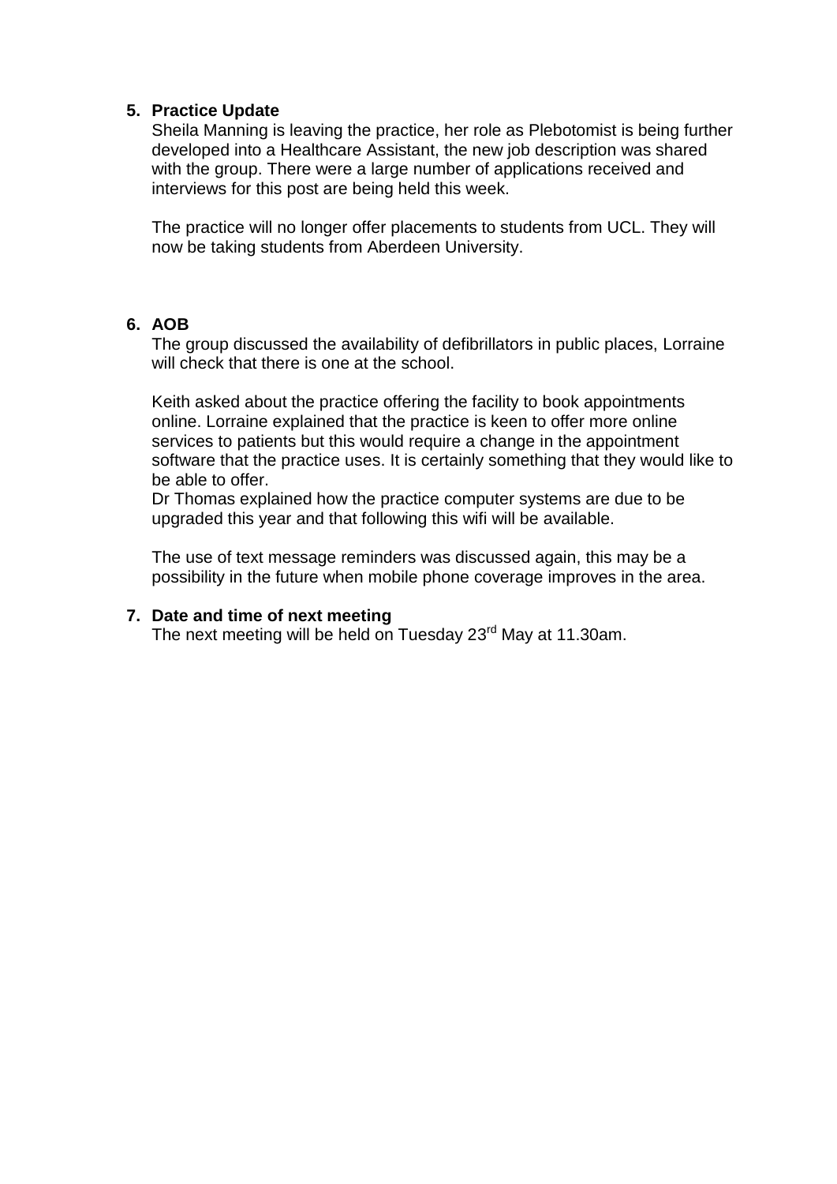5. **Practice Update**

   Sheila Manning is leaving the practice, her role as Plebotomist is being further developed into a Healthcare Assistant, the new job description was shared with the group. There were a large number of applications received and interviews for this post are being held this week.

   The practice will no longer offer placements to students from UCL. They will now be taking students from Aberdeen University.

6. **AOB**

   The group discussed the availability of defibrillators in public places, Lorraine will check that there is one at the school.

   Keith asked about the practice offering the facility to book appointments online. Lorraine explained that the practice is keen to offer more online services to patients but this would require a change in the appointment software that the practice uses. It is certainly something that they would like to be able to offer.
   Dr Thomas explained how the practice computer systems are due to be upgraded this year and that following this wifi will be available.

   The use of text message reminders was discussed again, this may be a possibility in the future when mobile phone coverage improves in the area.

7. **Date and time of next meeting**

   The next meeting will be held on Tuesday 23rd May at 11.30am.